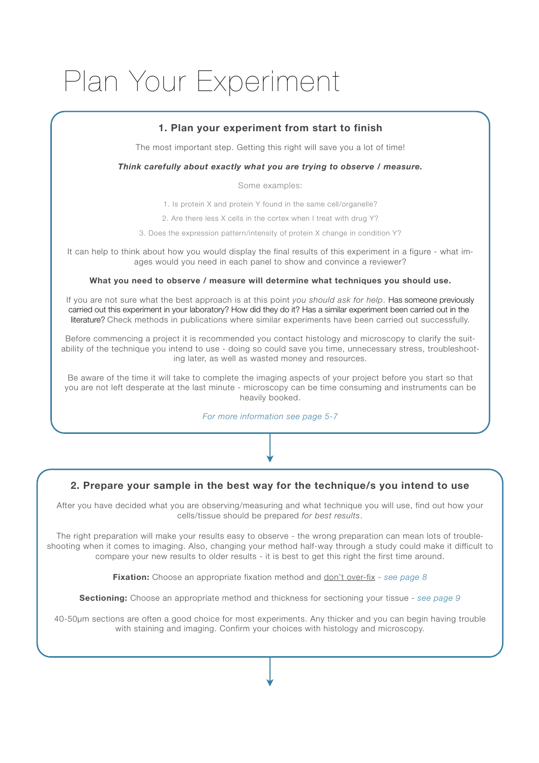# Plan Your Experiment

## 1. Plan your experiment from start to finish

The most important step. Getting this right will save you a lot of time!

***Think carefully about exactly what you are trying to observe / measure.***

Some examples:

1. Is protein X and protein Y found in the same cell/organelle?
2. Are there less X cells in the cortex when I treat with drug Y?
3. Does the expression pattern/intensity of protein X change in condition Y?

It can help to think about how you would display the final results of this experiment in a figure - what images would you need in each panel to show and convince a reviewer?

**What you need to observe / measure will determine what techniques you should use.**

If you are not sure what the best approach is at this point *you should ask for help*. Has someone previously carried out this experiment in your laboratory? How did they do it? Has a similar experiment been carried out in the literature? Check methods in publications where similar experiments have been carried out successfully.

Before commencing a project it is recommended you contact histology and microscopy to clarify the suitability of the technique you intend to use - doing so could save you time, unnecessary stress, troubleshooting later, as well as wasted money and resources.

Be aware of the time it will take to complete the imaging aspects of your project before you start so that you are not left desperate at the last minute - microscopy can be time consuming and instruments can be heavily booked.

*For more information see page 5-7*

## 2. Prepare your sample in the best way for the technique/s you intend to use

After you have decided what you are observing/measuring and what technique you will use, find out how your cells/tissue should be prepared *for best results*.

The right preparation will make your results easy to observe - the wrong preparation can mean lots of troubleshooting when it comes to imaging. Also, changing your method half-way through a study could make it difficult to compare your new results to older results - it is best to get this right the first time around.

**Fixation:** Choose an appropriate fixation method and don't over-fix - *see page 8*

**Sectioning:** Choose an appropriate method and thickness for sectioning your tissue - *see page 9*

40-50μm sections are often a good choice for most experiments. Any thicker and you can begin having trouble with staining and imaging. Confirm your choices with histology and microscopy.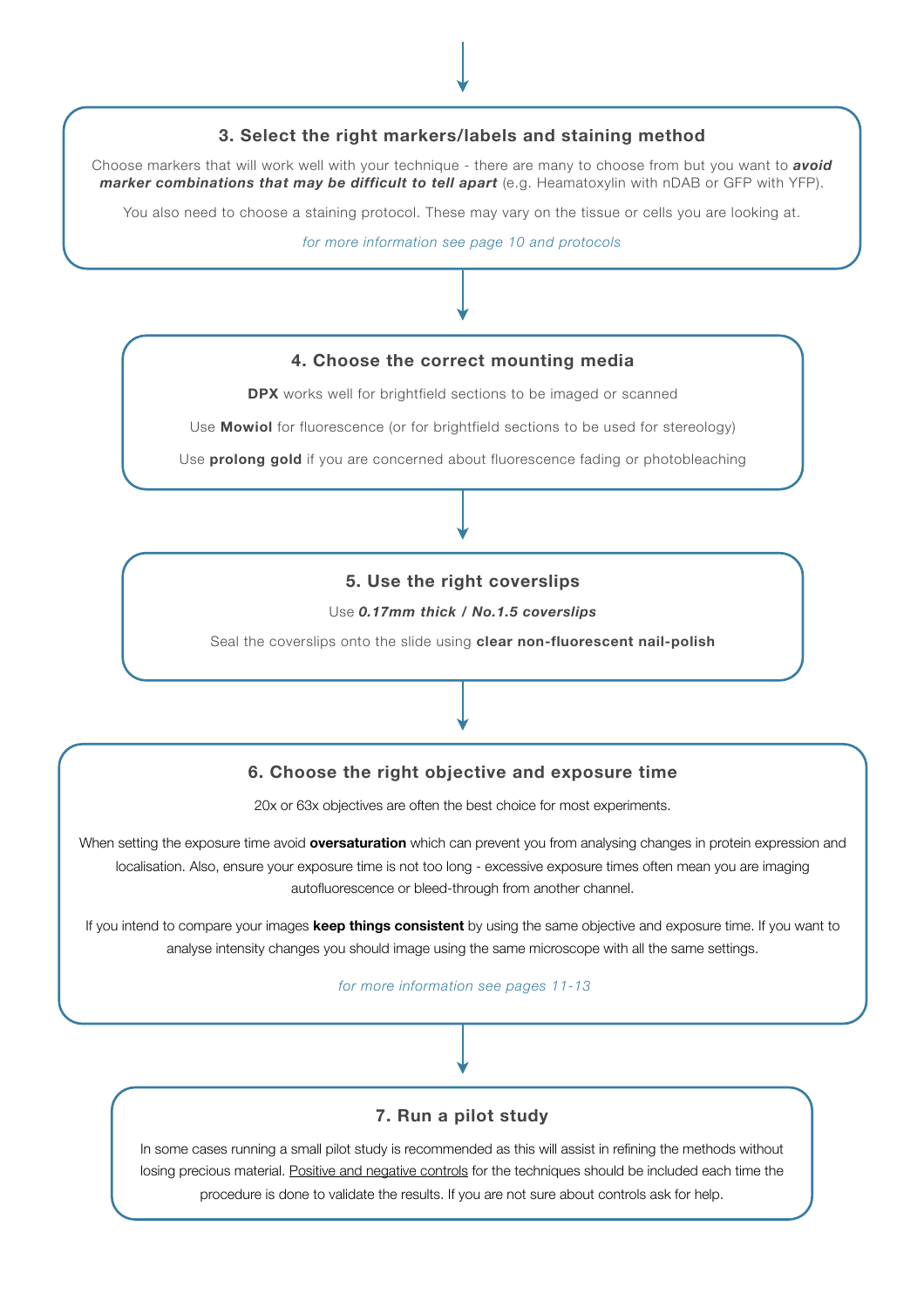### 3. Select the right markers/labels and staining method

Choose markers that will work well with your technique - there are many to choose from but you want to ***avoid marker combinations that may be difficult to tell apart*** (e.g. Heamatoxylin with nDAB or GFP with YFP).

You also need to choose a staining protocol. These may vary on the tissue or cells you are looking at.

*for more information see page 10 and protocols*

### 4. Choose the correct mounting media

**DPX** works well for brightfield sections to be imaged or scanned

Use **Mowiol** for fluorescence (or for brightfield sections to be used for stereology)

Use **prolong gold** if you are concerned about fluorescence fading or photobleaching

### 5. Use the right coverslips

Use ***0.17mm thick / No.1.5 coverslips***

Seal the coverslips onto the slide using **clear non-fluorescent nail-polish**

### 6. Choose the right objective and exposure time

20x or 63x objectives are often the best choice for most experiments.

When setting the exposure time avoid **oversaturation** which can prevent you from analysing changes in protein expression and localisation. Also, ensure your exposure time is not too long - excessive exposure times often mean you are imaging autofluorescence or bleed-through from another channel.

If you intend to compare your images **keep things consistent** by using the same objective and exposure time. If you want to analyse intensity changes you should image using the same microscope with all the same settings.

*for more information see pages 11-13*

### 7. Run a pilot study

In some cases running a small pilot study is recommended as this will assist in refining the methods without losing precious material. Positive and negative controls for the techniques should be included each time the procedure is done to validate the results. If you are not sure about controls ask for help.